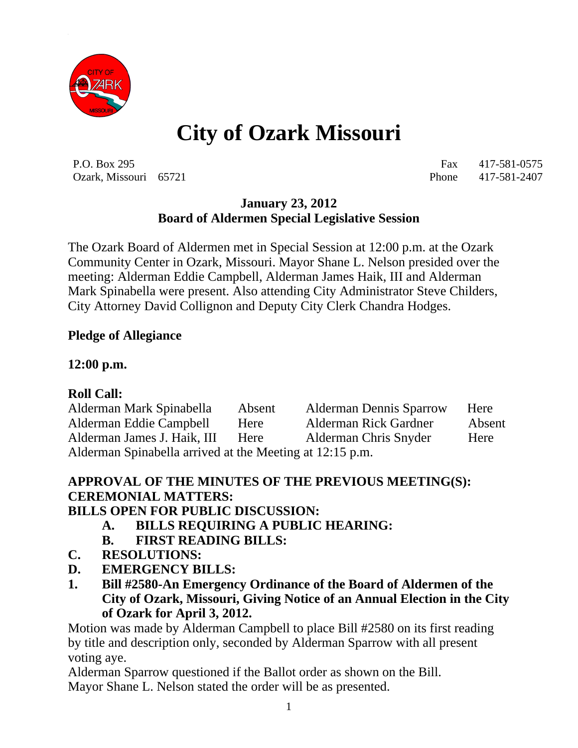# City of Ozark Missouri

P.O. Box 295
Ozark, Missouri 65721

Fax 417-581-0575
Phone 417-581-2407

**January 23, 2012**
**Board of Aldermen Special Legislative Session**

The Ozark Board of Aldermen met in Special Session at 12:00 p.m. at the Ozark Community Center in Ozark, Missouri. Mayor Shane L. Nelson presided over the meeting: Alderman Eddie Campbell, Alderman James Haik, III and Alderman Mark Spinabella were present. Also attending City Administrator Steve Childers, City Attorney David Collignon and Deputy City Clerk Chandra Hodges.

**Pledge of Allegiance**

**12:00 p.m.**

**Roll Call:**

| | | | |
|---|---|---|---|
| Alderman Mark Spinabella | Absent | Alderman Dennis Sparrow | Here |
| Alderman Eddie Campbell | Here | Alderman Rick Gardner | Absent |
| Alderman James J. Haik, III | Here | Alderman Chris Snyder | Here |

Alderman Spinabella arrived at the Meeting at 12:15 p.m.

**APPROVAL OF THE MINUTES OF THE PREVIOUS MEETING(S):**
**CEREMONIAL MATTERS:**
**BILLS OPEN FOR PUBLIC DISCUSSION:**

- **A. BILLS REQUIRING A PUBLIC HEARING:**
- **B. FIRST READING BILLS:**

**C. RESOLUTIONS:**
**D. EMERGENCY BILLS:**

**1. Bill #2580-An Emergency Ordinance of the Board of Aldermen of the City of Ozark, Missouri, Giving Notice of an Annual Election in the City of Ozark for April 3, 2012.**

Motion was made by Alderman Campbell to place Bill #2580 on its first reading by title and description only, seconded by Alderman Sparrow with all present voting aye.

Alderman Sparrow questioned if the Ballot order as shown on the Bill.
Mayor Shane L. Nelson stated the order will be as presented.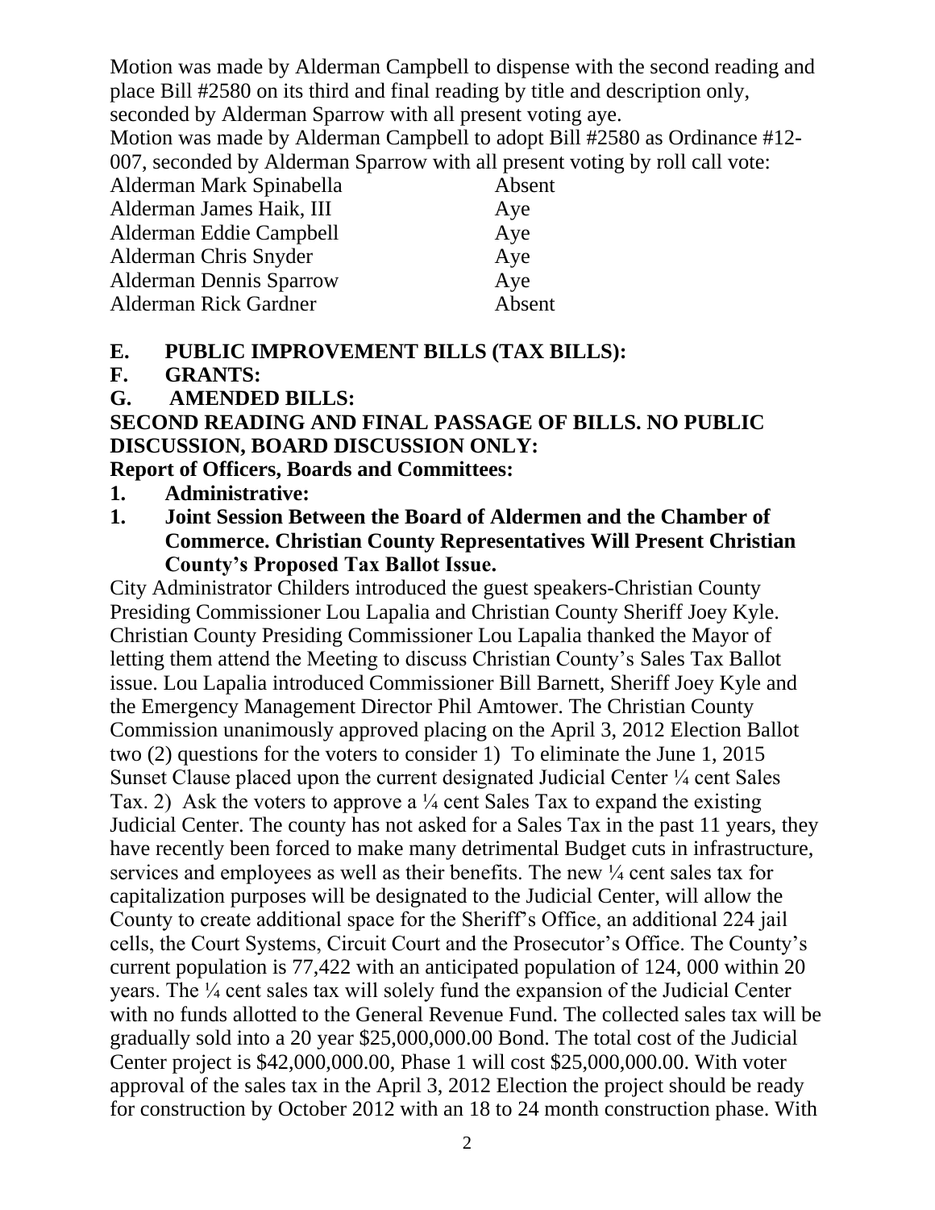Motion was made by Alderman Campbell to dispense with the second reading and place Bill #2580 on its third and final reading by title and description only, seconded by Alderman Sparrow with all present voting aye.

Motion was made by Alderman Campbell to adopt Bill #2580 as Ordinance #12-007, seconded by Alderman Sparrow with all present voting by roll call vote:

| | |
|---|---|
| Alderman Mark Spinabella | Absent |
| Alderman James Haik, III | Aye |
| Alderman Eddie Campbell | Aye |
| Alderman Chris Snyder | Aye |
| Alderman Dennis Sparrow | Aye |
| Alderman Rick Gardner | Absent |

**E. PUBLIC IMPROVEMENT BILLS (TAX BILLS):**

**F. GRANTS:**

**G. AMENDED BILLS:**

**SECOND READING AND FINAL PASSAGE OF BILLS. NO PUBLIC DISCUSSION, BOARD DISCUSSION ONLY:**

**Report of Officers, Boards and Committees:**

**1. Administrative:**

**1. Joint Session Between the Board of Aldermen and the Chamber of Commerce. Christian County Representatives Will Present Christian County's Proposed Tax Ballot Issue.**

City Administrator Childers introduced the guest speakers-Christian County Presiding Commissioner Lou Lapalia and Christian County Sheriff Joey Kyle. Christian County Presiding Commissioner Lou Lapalia thanked the Mayor of letting them attend the Meeting to discuss Christian County's Sales Tax Ballot issue. Lou Lapalia introduced Commissioner Bill Barnett, Sheriff Joey Kyle and the Emergency Management Director Phil Amtower. The Christian County Commission unanimously approved placing on the April 3, 2012 Election Ballot two (2) questions for the voters to consider 1) To eliminate the June 1, 2015 Sunset Clause placed upon the current designated Judicial Center ¼ cent Sales Tax. 2) Ask the voters to approve a ¼ cent Sales Tax to expand the existing Judicial Center. The county has not asked for a Sales Tax in the past 11 years, they have recently been forced to make many detrimental Budget cuts in infrastructure, services and employees as well as their benefits. The new ¼ cent sales tax for capitalization purposes will be designated to the Judicial Center, will allow the County to create additional space for the Sheriff's Office, an additional 224 jail cells, the Court Systems, Circuit Court and the Prosecutor's Office. The County's current population is 77,422 with an anticipated population of 124, 000 within 20 years. The ¼ cent sales tax will solely fund the expansion of the Judicial Center with no funds allotted to the General Revenue Fund. The collected sales tax will be gradually sold into a 20 year $25,000,000.00 Bond. The total cost of the Judicial Center project is $42,000,000.00, Phase 1 will cost $25,000,000.00. With voter approval of the sales tax in the April 3, 2012 Election the project should be ready for construction by October 2012 with an 18 to 24 month construction phase. With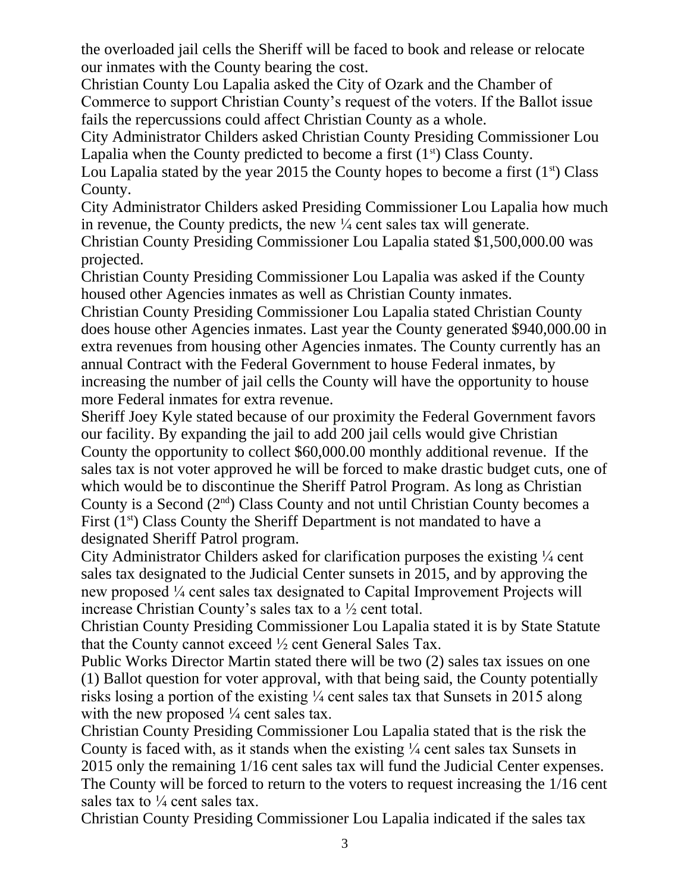the overloaded jail cells the Sheriff will be faced to book and release or relocate our inmates with the County bearing the cost.

Christian County Lou Lapalia asked the City of Ozark and the Chamber of Commerce to support Christian County's request of the voters. If the Ballot issue fails the repercussions could affect Christian County as a whole.

City Administrator Childers asked Christian County Presiding Commissioner Lou Lapalia when the County predicted to become a first (1st) Class County.

Lou Lapalia stated by the year 2015 the County hopes to become a first (1st) Class County.

City Administrator Childers asked Presiding Commissioner Lou Lapalia how much in revenue, the County predicts, the new ¼ cent sales tax will generate.

Christian County Presiding Commissioner Lou Lapalia stated $1,500,000.00 was projected.

Christian County Presiding Commissioner Lou Lapalia was asked if the County housed other Agencies inmates as well as Christian County inmates.

Christian County Presiding Commissioner Lou Lapalia stated Christian County does house other Agencies inmates. Last year the County generated $940,000.00 in extra revenues from housing other Agencies inmates. The County currently has an annual Contract with the Federal Government to house Federal inmates, by increasing the number of jail cells the County will have the opportunity to house more Federal inmates for extra revenue.

Sheriff Joey Kyle stated because of our proximity the Federal Government favors our facility. By expanding the jail to add 200 jail cells would give Christian County the opportunity to collect $60,000.00 monthly additional revenue. If the sales tax is not voter approved he will be forced to make drastic budget cuts, one of which would be to discontinue the Sheriff Patrol Program. As long as Christian County is a Second (2nd) Class County and not until Christian County becomes a First (1st) Class County the Sheriff Department is not mandated to have a designated Sheriff Patrol program.

City Administrator Childers asked for clarification purposes the existing ¼ cent sales tax designated to the Judicial Center sunsets in 2015, and by approving the new proposed ¼ cent sales tax designated to Capital Improvement Projects will increase Christian County's sales tax to a ½ cent total.

Christian County Presiding Commissioner Lou Lapalia stated it is by State Statute that the County cannot exceed ½ cent General Sales Tax.

Public Works Director Martin stated there will be two (2) sales tax issues on one (1) Ballot question for voter approval, with that being said, the County potentially risks losing a portion of the existing ¼ cent sales tax that Sunsets in 2015 along with the new proposed ¼ cent sales tax.

Christian County Presiding Commissioner Lou Lapalia stated that is the risk the County is faced with, as it stands when the existing ¼ cent sales tax Sunsets in 2015 only the remaining 1/16 cent sales tax will fund the Judicial Center expenses. The County will be forced to return to the voters to request increasing the 1/16 cent sales tax to ¼ cent sales tax.

Christian County Presiding Commissioner Lou Lapalia indicated if the sales tax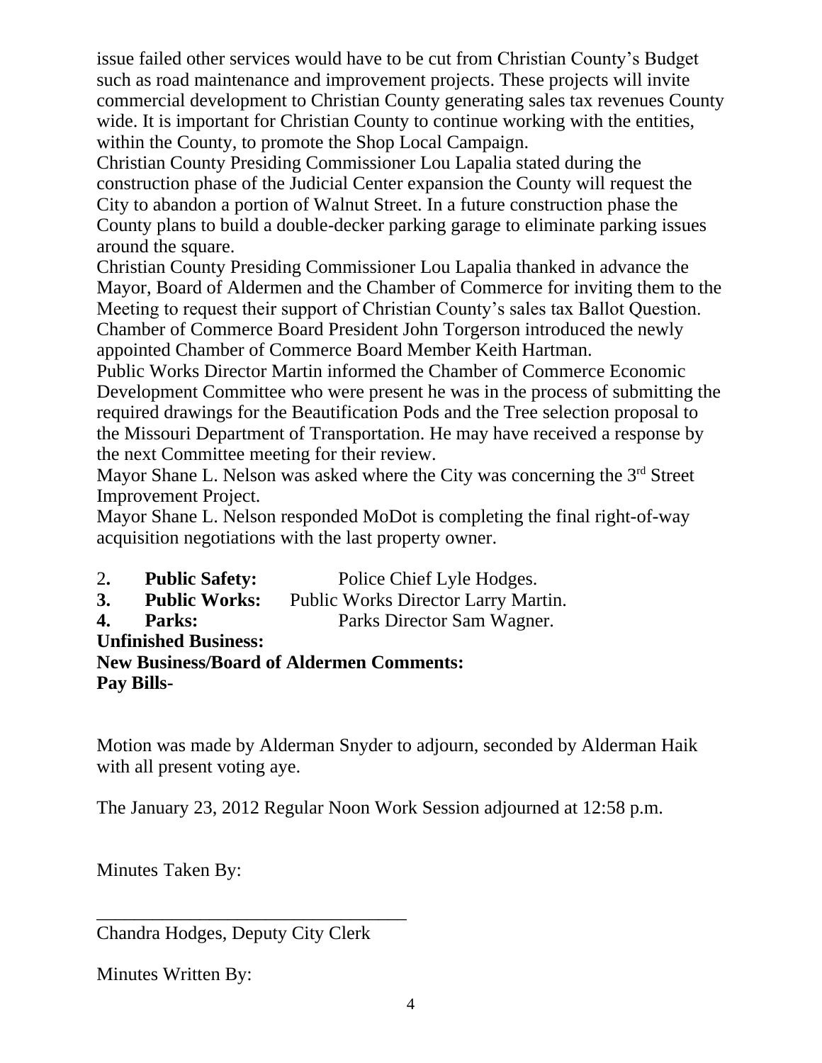issue failed other services would have to be cut from Christian County's Budget such as road maintenance and improvement projects. These projects will invite commercial development to Christian County generating sales tax revenues County wide. It is important for Christian County to continue working with the entities, within the County, to promote the Shop Local Campaign.

Christian County Presiding Commissioner Lou Lapalia stated during the construction phase of the Judicial Center expansion the County will request the City to abandon a portion of Walnut Street. In a future construction phase the County plans to build a double-decker parking garage to eliminate parking issues around the square.

Christian County Presiding Commissioner Lou Lapalia thanked in advance the Mayor, Board of Aldermen and the Chamber of Commerce for inviting them to the Meeting to request their support of Christian County's sales tax Ballot Question.

Chamber of Commerce Board President John Torgerson introduced the newly appointed Chamber of Commerce Board Member Keith Hartman.

Public Works Director Martin informed the Chamber of Commerce Economic Development Committee who were present he was in the process of submitting the required drawings for the Beautification Pods and the Tree selection proposal to the Missouri Department of Transportation. He may have received a response by the next Committee meeting for their review.

Mayor Shane L. Nelson was asked where the City was concerning the 3rd Street Improvement Project.

Mayor Shane L. Nelson responded MoDot is completing the final right-of-way acquisition negotiations with the last property owner.

2. **Public Safety:** Police Chief Lyle Hodges.
3. **Public Works:** Public Works Director Larry Martin.
4. **Parks:** Parks Director Sam Wagner.

**Unfinished Business:**

**New Business/Board of Aldermen Comments:**

**Pay Bills-**

Motion was made by Alderman Snyder to adjourn, seconded by Alderman Haik with all present voting aye.

The January 23, 2012 Regular Noon Work Session adjourned at 12:58 p.m.

Minutes Taken By:

\_\_\_\_\_\_\_\_\_\_\_\_\_\_\_\_\_\_\_\_\_\_\_\_\_\_\_\_\_\_\_\_\_\_

Chandra Hodges, Deputy City Clerk

Minutes Written By: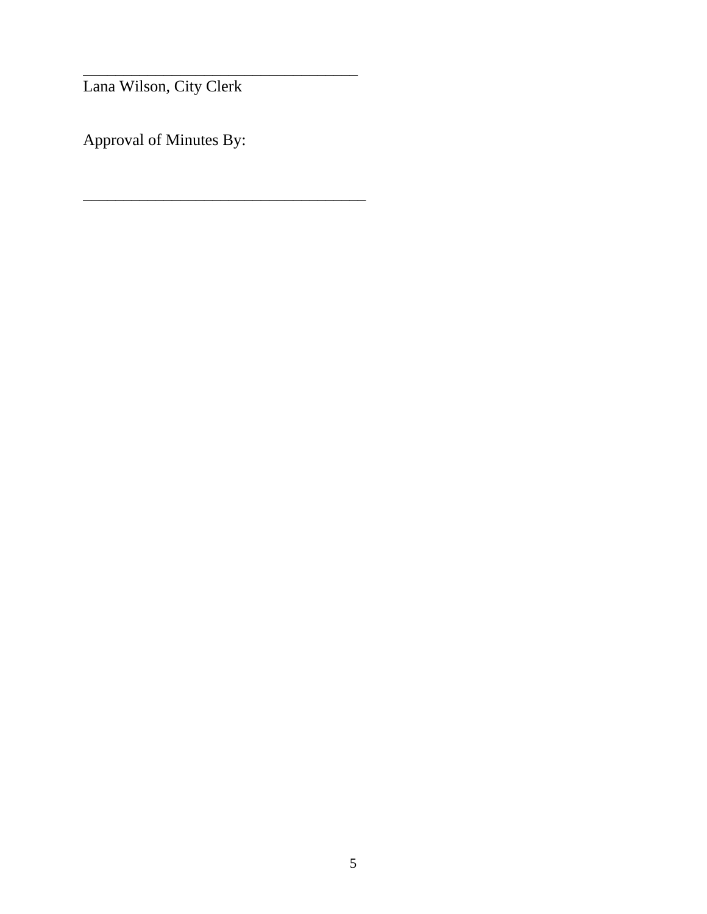____________________________________
Lana Wilson, City Clerk

Approval of Minutes By:

_____________________________________